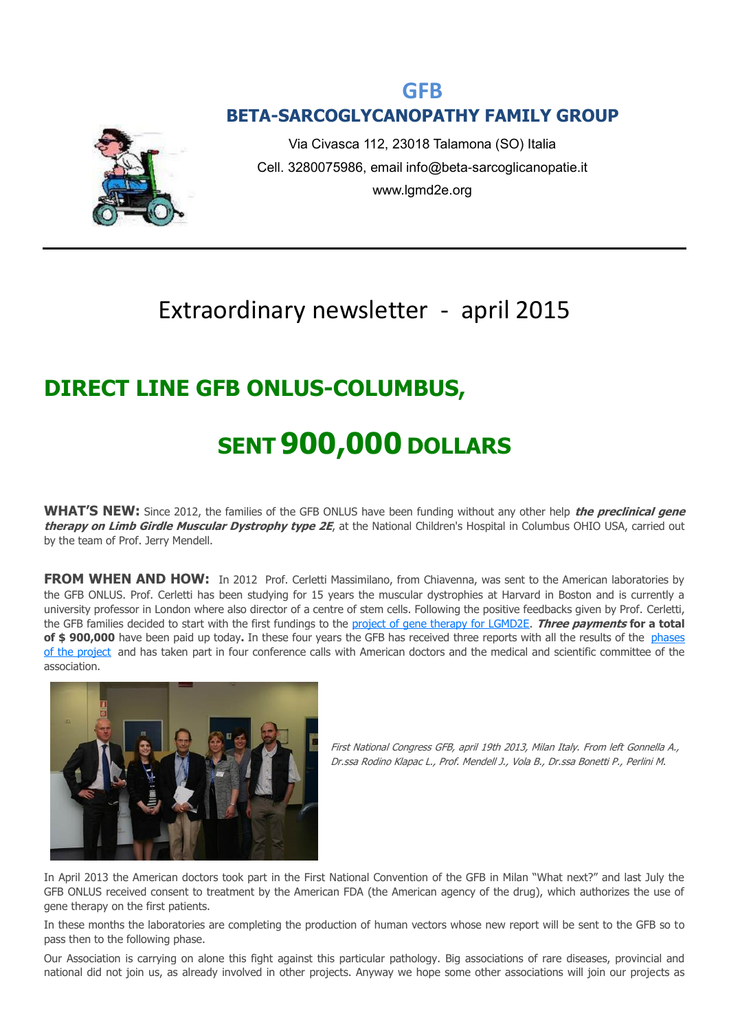# GFB

## BETA-SARCOGLYCANOPATHY FAMILY GROUP

Via Civasca 112, 23018 Talamona (SO) Italia
Cell. 3280075986, email info@beta-sarcoglicanopatie.it
www.lgmd2e.org

---

# Extraordinary newsletter - april 2015

# DIRECT LINE GFB ONLUS-COLUMBUS,

# SENT 900,000 DOLLARS

**WHAT'S NEW:** Since 2012, the families of the GFB ONLUS have been funding without any other help ***the preclinical gene therapy on Limb Girdle Muscular Dystrophy type 2E***, at the National Children's Hospital in Columbus OHIO USA, carried out by the team of Prof. Jerry Mendell.

**FROM WHEN AND HOW:** In 2012 Prof. Cerletti Massimiliano, from Chiavenna, was sent to the American laboratories by the GFB ONLUS. Prof. Cerletti has been studying for 15 years the muscular dystrophies at Harvard in Boston and is currently a university professor in London where also director of a centre of stem cells. Following the positive feedbacks given by Prof. Cerletti, the GFB families decided to start with the first fundings to the project of gene therapy for LGMD2E. ***Three payments*** **for a total of $ 900,000** have been paid up today**.** In these four years the GFB has received three reports with all the results of the phases of the project and has taken part in four conference calls with American doctors and the medical and scientific committee of the association.

*First National Congress GFB, april 19th 2013, Milan Italy. From left Gonnella A., Dr.ssa Rodino Klapac L., Prof. Mendell J., Vola B., Dr.ssa Bonetti P., Perlini M.*

In April 2013 the American doctors took part in the First National Convention of the GFB in Milan "What next?" and last July the GFB ONLUS received consent to treatment by the American FDA (the American agency of the drug), which authorizes the use of gene therapy on the first patients.

In these months the laboratories are completing the production of human vectors whose new report will be sent to the GFB so to pass then to the following phase.

Our Association is carrying on alone this fight against this particular pathology. Big associations of rare diseases, provincial and national did not join us, as already involved in other projects. Anyway we hope some other associations will join our projects as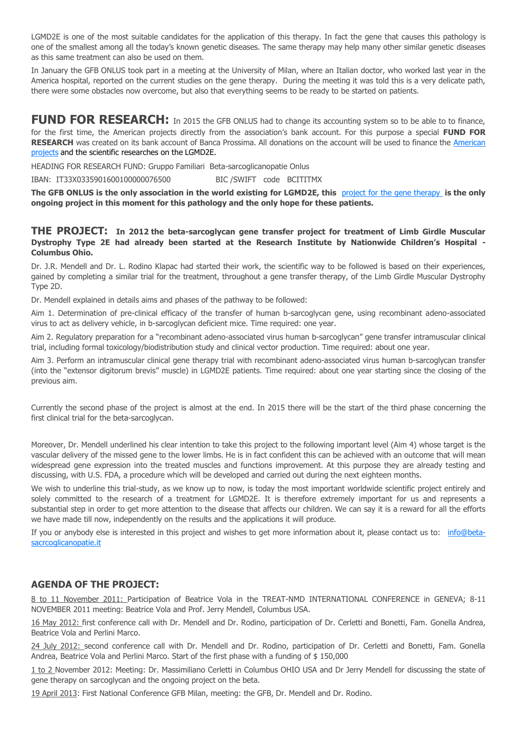LGMD2E is one of the most suitable candidates for the application of this therapy. In fact the gene that causes this pathology is one of the smallest among all the today's known genetic diseases. The same therapy may help many other similar genetic diseases as this same treatment can also be used on them.

In January the GFB ONLUS took part in a meeting at the University of Milan, where an Italian doctor, who worked last year in the America hospital, reported on the current studies on the gene therapy. During the meeting it was told this is a very delicate path, there were some obstacles now overcome, but also that everything seems to be ready to be started on patients.

## FUND FOR RESEARCH:

In 2015 the GFB ONLUS had to change its accounting system so to be able to to finance, for the first time, the American projects directly from the association's bank account. For this purpose a special **FUND FOR RESEARCH** was created on its bank account of Banca Prossima. All donations on the account will be used to finance the American projects and the scientific researches on the LGMD2E.

HEADING FOR RESEARCH FUND: Gruppo Familiari Beta-sarcoglicanopatie Onlus

IBAN: IT33X0335901600100000076500 BIC /SWIFT code BCITITMX

**The GFB ONLUS is the only association in the world existing for LGMD2E, this project for the gene therapy is the only ongoing project in this moment for this pathology and the only hope for these patients.**

## THE PROJECT:

**In 2012 the beta-sarcoglycan gene transfer project for treatment of Limb Girdle Muscular Dystrophy Type 2E had already been started at the Research Institute by Nationwide Children's Hospital - Columbus Ohio.**

Dr. J.R. Mendell and Dr. L. Rodino Klapac had started their work, the scientific way to be followed is based on their experiences, gained by completing a similar trial for the treatment, throughout a gene transfer therapy, of the Limb Girdle Muscular Dystrophy Type 2D.

Dr. Mendell explained in details aims and phases of the pathway to be followed:

Aim 1. Determination of pre-clinical efficacy of the transfer of human b-sarcoglycan gene, using recombinant adeno-associated virus to act as delivery vehicle, in b-sarcoglycan deficient mice. Time required: one year.

Aim 2. Regulatory preparation for a "recombinant adeno-associated virus human b-sarcoglycan" gene transfer intramuscular clinical trial, including formal toxicology/biodistribution study and clinical vector production. Time required: about one year.

Aim 3. Perform an intramuscular clinical gene therapy trial with recombinant adeno-associated virus human b-sarcoglycan transfer (into the "extensor digitorum brevis" muscle) in LGMD2E patients. Time required: about one year starting since the closing of the previous aim.

Currently the second phase of the project is almost at the end. In 2015 there will be the start of the third phase concerning the first clinical trial for the beta-sarcoglycan.

Moreover, Dr. Mendell underlined his clear intention to take this project to the following important level (Aim 4) whose target is the vascular delivery of the missed gene to the lower limbs. He is in fact confident this can be achieved with an outcome that will mean widespread gene expression into the treated muscles and functions improvement. At this purpose they are already testing and discussing, with U.S. FDA, a procedure which will be developed and carried out during the next eighteen months.

We wish to underline this trial-study, as we know up to now, is today the most important worldwide scientific project entirely and solely committed to the research of a treatment for LGMD2E. It is therefore extremely important for us and represents a substantial step in order to get more attention to the disease that affects our children. We can say it is a reward for all the efforts we have made till now, independently on the results and the applications it will produce.

If you or anybody else is interested in this project and wishes to get more information about it, please contact us to: info@beta-sacrcoglicanopatie.it

## AGENDA OF THE PROJECT:

8 to 11 November 2011: Participation of Beatrice Vola in the TREAT-NMD INTERNATIONAL CONFERENCE in GENEVA; 8-11 NOVEMBER 2011 meeting: Beatrice Vola and Prof. Jerry Mendell, Columbus USA.

16 May 2012: first conference call with Dr. Mendell and Dr. Rodino, participation of Dr. Cerletti and Bonetti, Fam. Gonella Andrea, Beatrice Vola and Perlini Marco.

24 July 2012: second conference call with Dr. Mendell and Dr. Rodino, participation of Dr. Cerletti and Bonetti, Fam. Gonella Andrea, Beatrice Vola and Perlini Marco. Start of the first phase with a funding of $ 150,000

1 to 2 November 2012: Meeting: Dr. Massimiliano Cerletti in Columbus OHIO USA and Dr Jerry Mendell for discussing the state of gene therapy on sarcoglycan and the ongoing project on the beta.

19 April 2013: First National Conference GFB Milan, meeting: the GFB, Dr. Mendell and Dr. Rodino.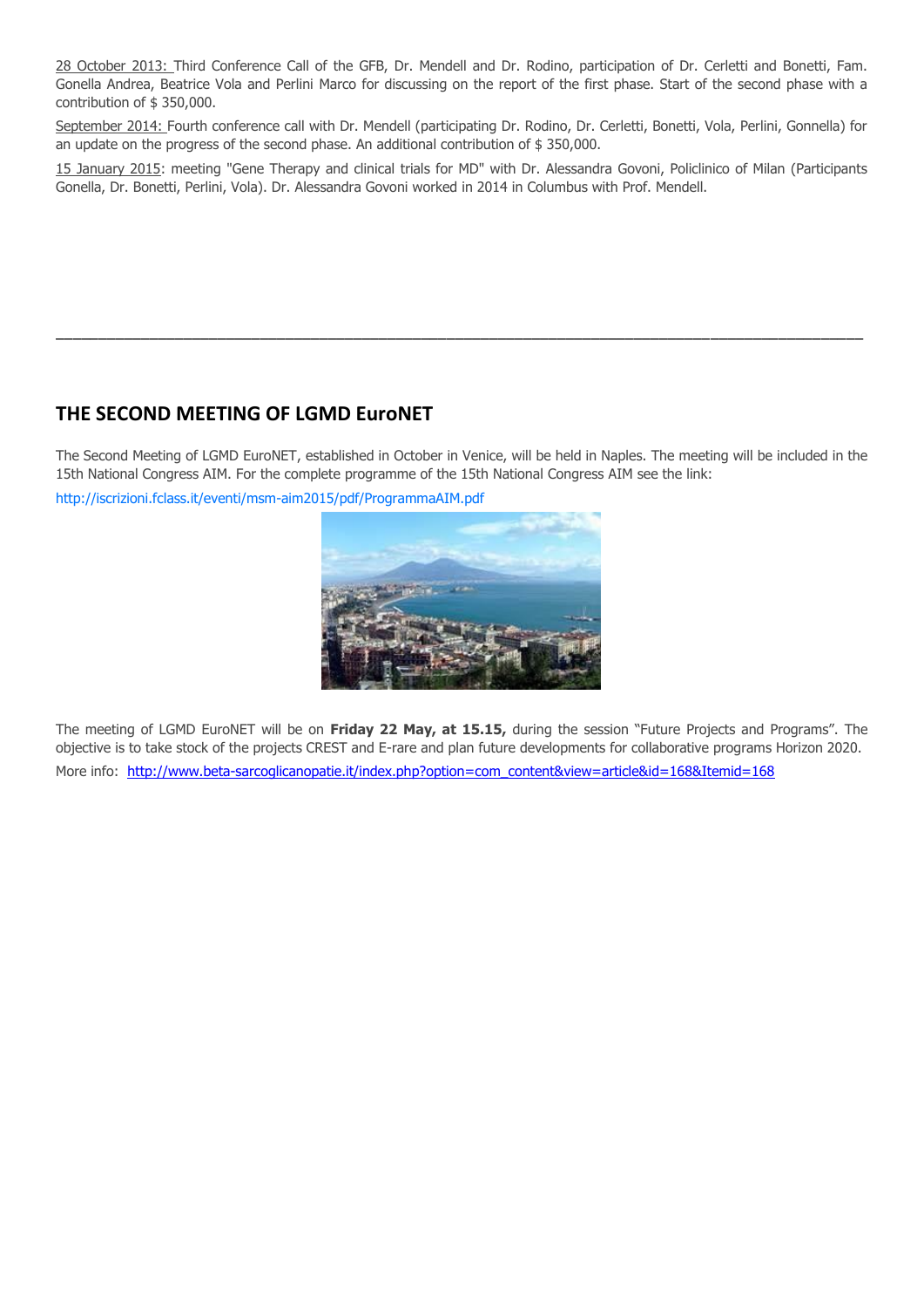28 October 2013: Third Conference Call of the GFB, Dr. Mendell and Dr. Rodino, participation of Dr. Cerletti and Bonetti, Fam. Gonella Andrea, Beatrice Vola and Perlini Marco for discussing on the report of the first phase. Start of the second phase with a contribution of $ 350,000.

September 2014: Fourth conference call with Dr. Mendell (participating Dr. Rodino, Dr. Cerletti, Bonetti, Vola, Perlini, Gonnella) for an update on the progress of the second phase. An additional contribution of $ 350,000.

15 January 2015: meeting "Gene Therapy and clinical trials for MD" with Dr. Alessandra Govoni, Policlinico of Milan (Participants Gonella, Dr. Bonetti, Perlini, Vola). Dr. Alessandra Govoni worked in 2014 in Columbus with Prof. Mendell.

---

## THE SECOND MEETING OF LGMD EuroNET

The Second Meeting of LGMD EuroNET, established in October in Venice, will be held in Naples. The meeting will be included in the 15th National Congress AIM. For the complete programme of the 15th National Congress AIM see the link:

http://iscrizioni.fclass.it/eventi/msm-aim2015/pdf/ProgrammaAIM.pdf

The meeting of LGMD EuroNET will be on **Friday 22 May, at 15.15,** during the session "Future Projects and Programs". The objective is to take stock of the projects CREST and E-rare and plan future developments for collaborative programs Horizon 2020.

More info: http://www.beta-sarcoglicanopatie.it/index.php?option=com_content&view=article&id=168&Itemid=168